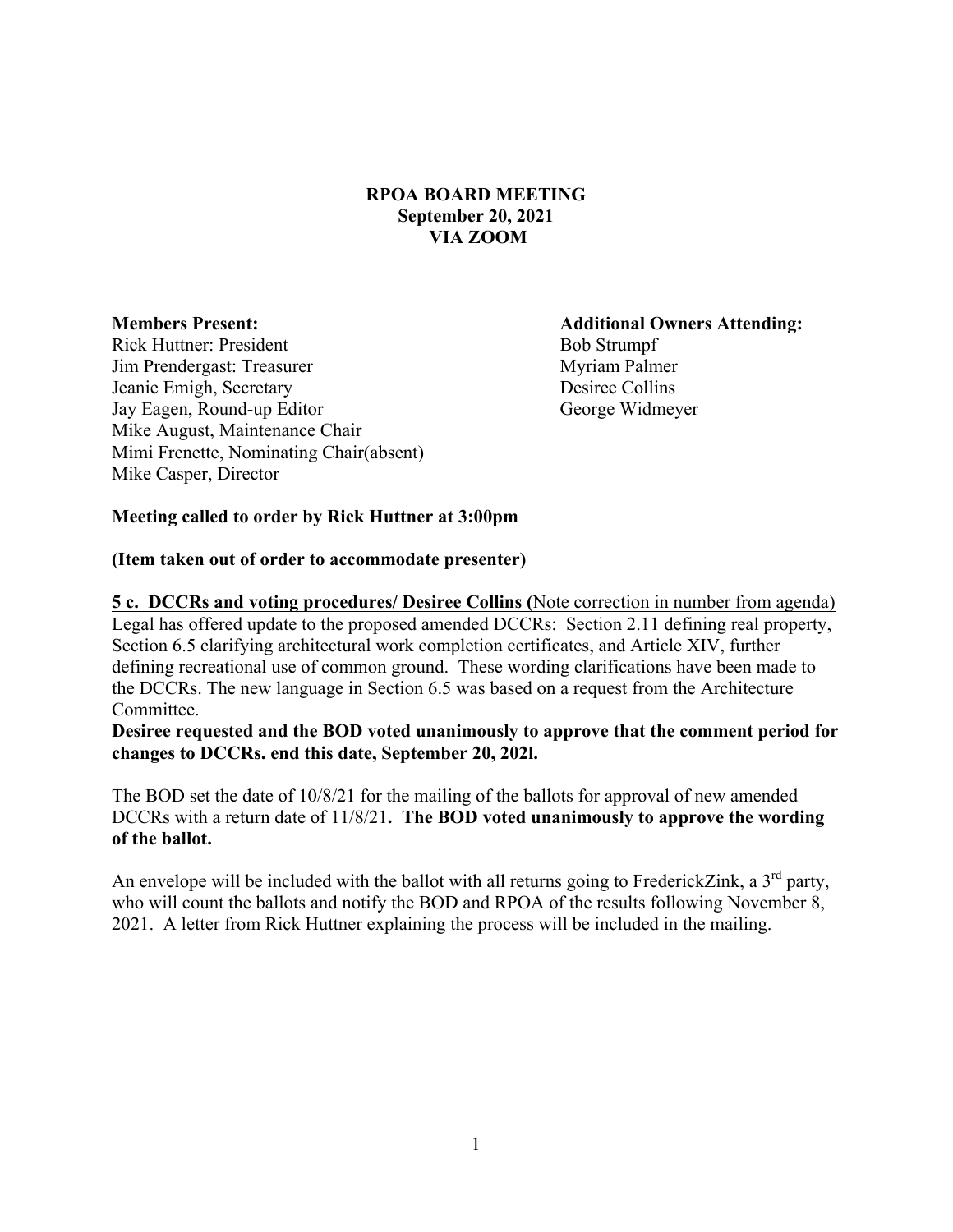**RPOA BOARD MEETING**
**September 20, 2021**
**VIA ZOOM**

**Members Present:**
Rick Huttner: President
Jim Prendergast: Treasurer
Jeanie Emigh, Secretary
Jay Eagen, Round-up Editor
Mike August, Maintenance Chair
Mimi Frenette, Nominating Chair(absent)
Mike Casper, Director

**Additional Owners Attending:**
Bob Strumpf
Myriam Palmer
Desiree Collins
George Widmeyer

**Meeting called to order by Rick Huttner at 3:00pm**

**(Item taken out of order to accommodate presenter)**

**5 c. DCCRs and voting procedures/ Desiree Collins (**Note correction in number from agenda)
Legal has offered update to the proposed amended DCCRs: Section 2.11 defining real property, Section 6.5 clarifying architectural work completion certificates, and Article XIV, further defining recreational use of common ground. These wording clarifications have been made to the DCCRs. The new language in Section 6.5 was based on a request from the Architecture Committee.
**Desiree requested and the BOD voted unanimously to approve that the comment period for changes to DCCRs. end this date, September 20, 202l.**

The BOD set the date of 10/8/21 for the mailing of the ballots for approval of new amended DCCRs with a return date of 11/8/21**. The BOD voted unanimously to approve the wording of the ballot.**

An envelope will be included with the ballot with all returns going to FrederickZink, a 3rd party, who will count the ballots and notify the BOD and RPOA of the results following November 8, 2021. A letter from Rick Huttner explaining the process will be included in the mailing.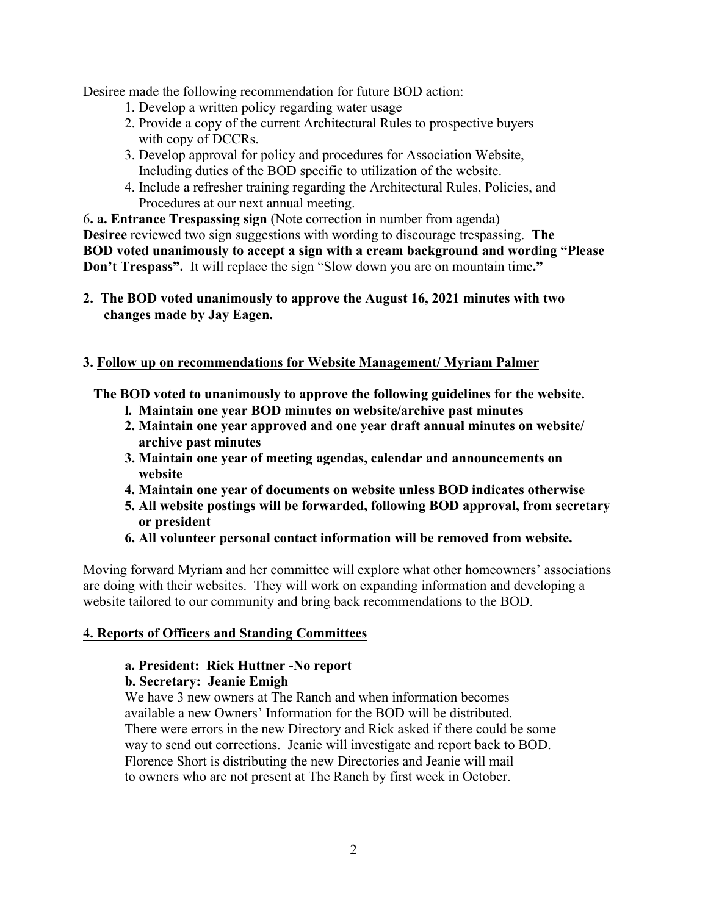Desiree made the following recommendation for future BOD action:

1. Develop a written policy regarding water usage
2. Provide a copy of the current Architectural Rules to prospective buyers with copy of DCCRs.
3. Develop approval for policy and procedures for Association Website, Including duties of the BOD specific to utilization of the website.
4. Include a refresher training regarding the Architectural Rules, Policies, and Procedures at our next annual meeting.

6**. a. <u>Entrance Trespassing sign</u>** <u>(Note correction in number from agenda)</u>

**Desiree** reviewed two sign suggestions with wording to discourage trespassing. **The BOD voted unanimously to accept a sign with a cream background and wording "Please Don't Trespass".** It will replace the sign "Slow down you are on mountain time**."**

**2. The BOD voted unanimously to approve the August 16, 2021 minutes with two changes made by Jay Eagen.**

**3. <u>Follow up on recommendations for Website Management/ Myriam Palmer</u>**

**The BOD voted to unanimously to approve the following guidelines for the website.**

**l. Maintain one year BOD minutes on website/archive past minutes**

**2. Maintain one year approved and one year draft annual minutes on website/ archive past minutes**

**3. Maintain one year of meeting agendas, calendar and announcements on website**

**4. Maintain one year of documents on website unless BOD indicates otherwise**

**5. All website postings will be forwarded, following BOD approval, from secretary or president**

**6. All volunteer personal contact information will be removed from website.**

Moving forward Myriam and her committee will explore what other homeowners' associations are doing with their websites. They will work on expanding information and developing a website tailored to our community and bring back recommendations to the BOD.

**<u>4. Reports of Officers and Standing Committees</u>**

**a. President: Rick Huttner -No report**

**b. Secretary: Jeanie Emigh**

We have 3 new owners at The Ranch and when information becomes available a new Owners' Information for the BOD will be distributed. There were errors in the new Directory and Rick asked if there could be some way to send out corrections. Jeanie will investigate and report back to BOD. Florence Short is distributing the new Directories and Jeanie will mail to owners who are not present at The Ranch by first week in October.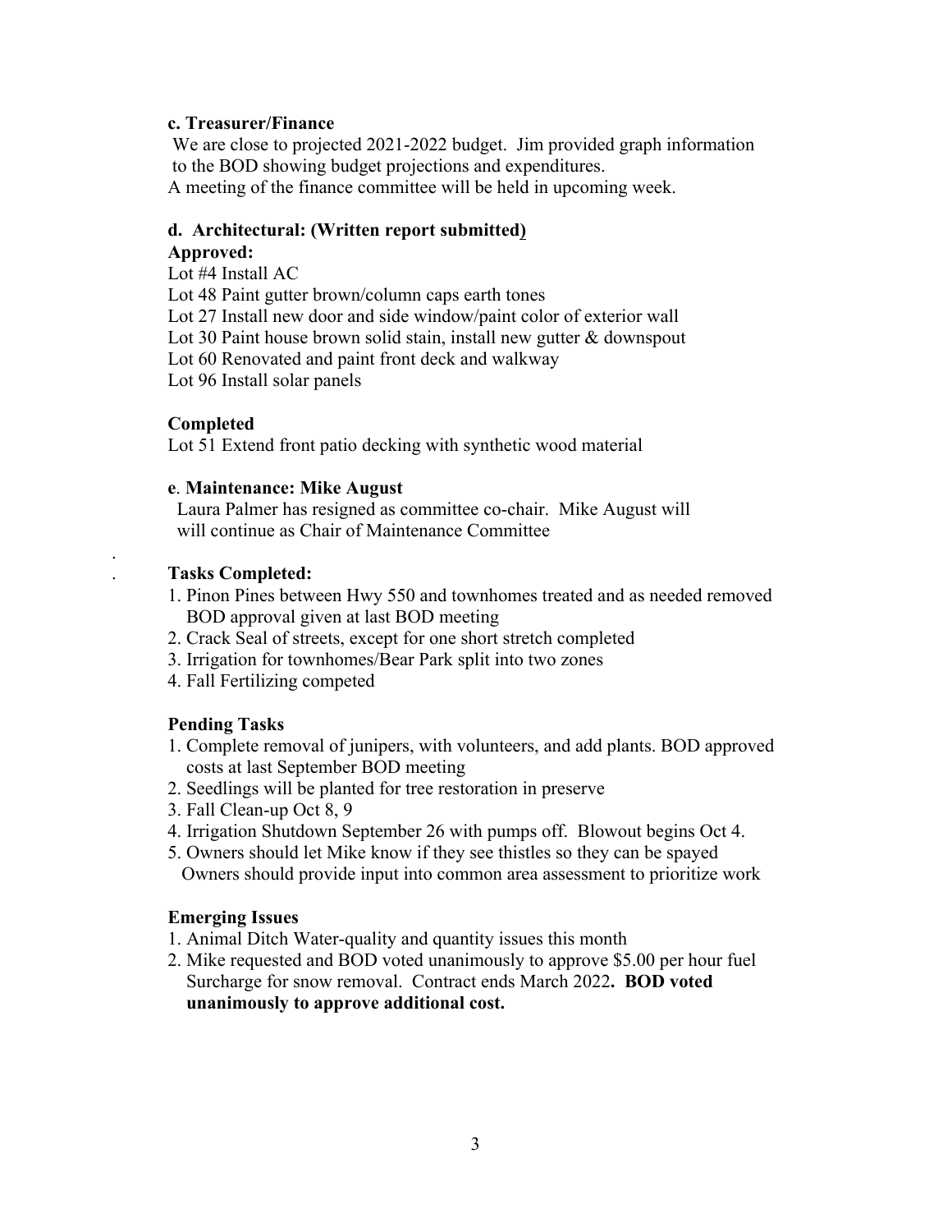**c. Treasurer/Finance**

We are close to projected 2021-2022 budget. Jim provided graph information to the BOD showing budget projections and expenditures.
A meeting of the finance committee will be held in upcoming week.

**d. Architectural: (Written report submitted)**

**Approved:**

Lot #4 Install AC
Lot 48 Paint gutter brown/column caps earth tones
Lot 27 Install new door and side window/paint color of exterior wall
Lot 30 Paint house brown solid stain, install new gutter & downspout
Lot 60 Renovated and paint front deck and walkway
Lot 96 Install solar panels

**Completed**

Lot 51 Extend front patio decking with synthetic wood material

**e. Maintenance: Mike August**

Laura Palmer has resigned as committee co-chair. Mike August will will continue as Chair of Maintenance Committee

**Tasks Completed:**

1. Pinon Pines between Hwy 550 and townhomes treated and as needed removed BOD approval given at last BOD meeting
2. Crack Seal of streets, except for one short stretch completed
3. Irrigation for townhomes/Bear Park split into two zones
4. Fall Fertilizing competed

**Pending Tasks**

1. Complete removal of junipers, with volunteers, and add plants. BOD approved costs at last September BOD meeting
2. Seedlings will be planted for tree restoration in preserve
3. Fall Clean-up Oct 8, 9
4. Irrigation Shutdown September 26 with pumps off. Blowout begins Oct 4.
5. Owners should let Mike know if they see thistles so they can be spayed
   Owners should provide input into common area assessment to prioritize work

**Emerging Issues**

1. Animal Ditch Water-quality and quantity issues this month
2. Mike requested and BOD voted unanimously to approve $5.00 per hour fuel Surcharge for snow removal. Contract ends March 2022**. BOD voted unanimously to approve additional cost.**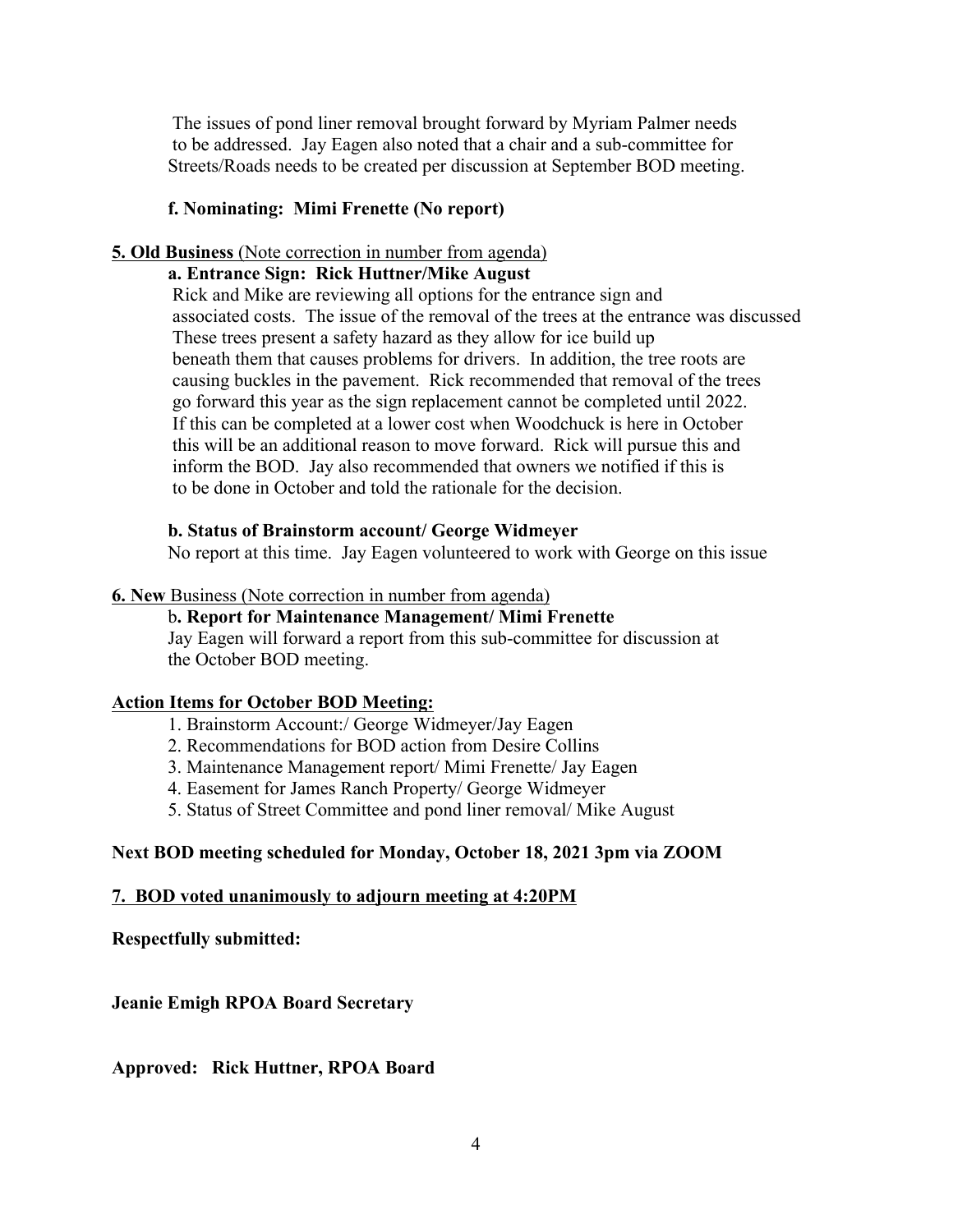The issues of pond liner removal brought forward by Myriam Palmer needs to be addressed. Jay Eagen also noted that a chair and a sub-committee for Streets/Roads needs to be created per discussion at September BOD meeting.

**f. Nominating: Mimi Frenette (No report)**

**5. Old Business** (Note correction in number from agenda)

**a. Entrance Sign: Rick Huttner/Mike August**

Rick and Mike are reviewing all options for the entrance sign and associated costs. The issue of the removal of the trees at the entrance was discussed These trees present a safety hazard as they allow for ice build up beneath them that causes problems for drivers. In addition, the tree roots are causing buckles in the pavement. Rick recommended that removal of the trees go forward this year as the sign replacement cannot be completed until 2022. If this can be completed at a lower cost when Woodchuck is here in October this will be an additional reason to move forward. Rick will pursue this and inform the BOD. Jay also recommended that owners we notified if this is to be done in October and told the rationale for the decision.

**b. Status of Brainstorm account/ George Widmeyer**

No report at this time. Jay Eagen volunteered to work with George on this issue

**6. New** Business (Note correction in number from agenda)

b**. Report for Maintenance Management/ Mimi Frenette**

Jay Eagen will forward a report from this sub-committee for discussion at the October BOD meeting.

**Action Items for October BOD Meeting:**

1. Brainstorm Account:/ George Widmeyer/Jay Eagen
2. Recommendations for BOD action from Desire Collins
3. Maintenance Management report/ Mimi Frenette/ Jay Eagen
4. Easement for James Ranch Property/ George Widmeyer
5. Status of Street Committee and pond liner removal/ Mike August

**Next BOD meeting scheduled for Monday, October 18, 2021 3pm via ZOOM**

**7. BOD voted unanimously to adjourn meeting at 4:20PM**

**Respectfully submitted:**

**Jeanie Emigh RPOA Board Secretary**

**Approved: Rick Huttner, RPOA Board**